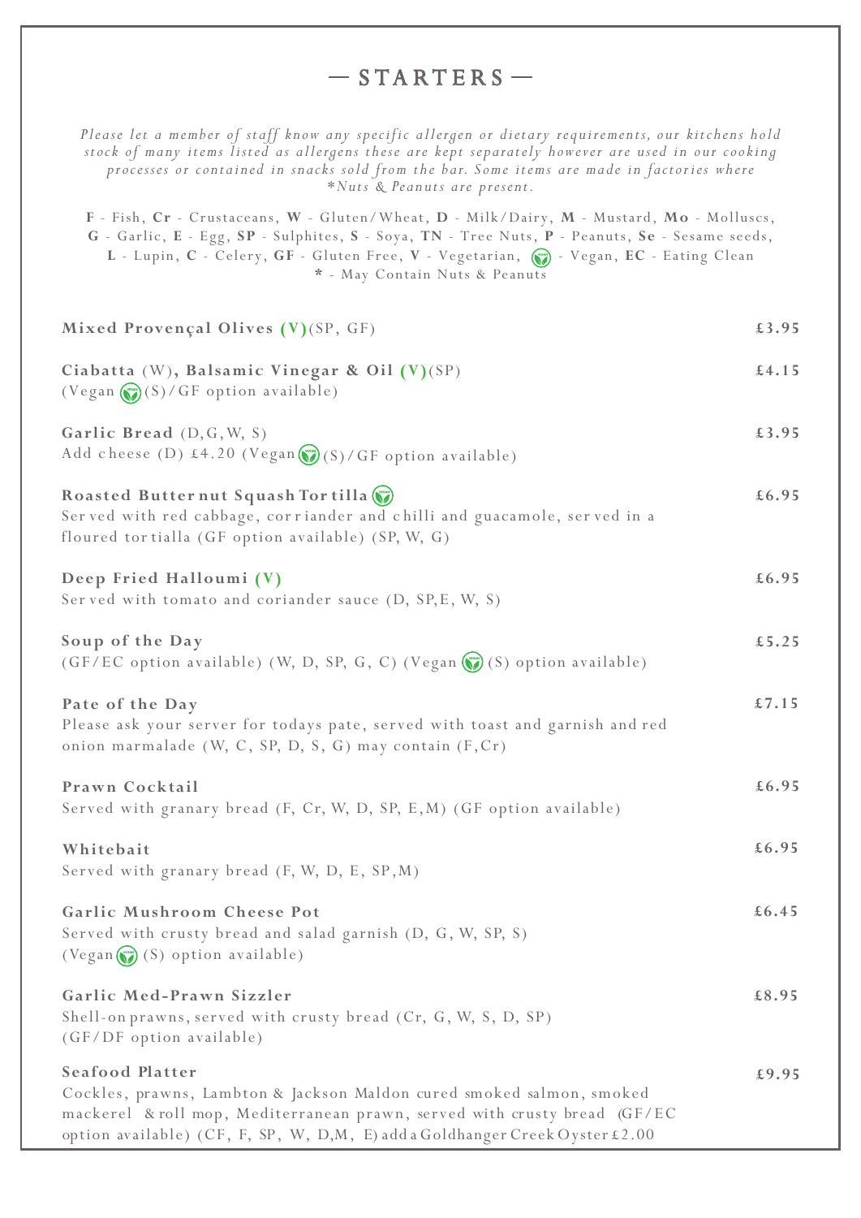# — STARTERS —

*Please let a member of staff know any specific allergen or dietary requirements, our kitchens hold stock of many items listed as allergens these are kept separately however are used in our cooking processes or contained in snacks sold from the bar. Some items are made in factories where \*Nuts & Peanuts are present.*

**F** - Fish, **Cr** - Crustaceans, **W** - Gluten/Wheat, **D** - Milk/Dairy, **M** - Mustard, **Mo** - Molluscs, **G** - Garlic, **E** - Egg, **SP** - Sulphites, **S** - Soya, **TN** - Tree Nuts, **P** - Peanuts, **Se** - Sesame seeds, **L** - Lupin, **C** - Celery, **GF** - Gluten Free, **V** - Vegetarian, (Vegan) - Vegan, **EC** - Eating Clean
**\*** - May Contain Nuts & Peanuts

**Mixed Provençal Olives (V)**(SP, GF) — **£3.95**

**Ciabatta** (W)**, Balsamic Vinegar & Oil (V)**(SP) — **£4.15**
(Vegan (Vegan)(S)/GF option available)

**Garlic Bread** (D,G,W, S) — **£3.95**
Add cheese (D) £4.20 (Vegan (Vegan)(S)/GF option available)

**Roasted Butternut Squash Tortilla** (Vegan) — **£6.95**
Served with red cabbage, corriander and chilli and guacamole, served in a floured tortialla (GF option available) (SP, W, G)

**Deep Fried Halloumi (V)** — **£6.95**
Served with tomato and coriander sauce (D, SP,E, W, S)

**Soup of the Day** — **£5.25**
(GF/EC option available) (W, D, SP, G, C) (Vegan (Vegan) (S) option available)

**Pate of the Day** — **£7.15**
Please ask your server for todays pate, served with toast and garnish and red onion marmalade (W, C, SP, D, S, G) may contain (F,Cr)

**Prawn Cocktail** — **£6.95**
Served with granary bread (F, Cr, W, D, SP, E,M) (GF option available)

**Whitebait** — **£6.95**
Served with granary bread (F, W, D, E, SP,M)

**Garlic Mushroom Cheese Pot** — **£6.45**
Served with crusty bread and salad garnish (D, G, W, SP, S)
(Vegan (Vegan) (S) option available)

**Garlic Med-Prawn Sizzler** — **£8.95**
Shell-on prawns, served with crusty bread (Cr, G, W, S, D, SP)
(GF/DF option available)

**Seafood Platter** — **£9.95**
Cockles, prawns, Lambton & Jackson Maldon cured smoked salmon, smoked mackerel & roll mop, Mediterranean prawn, served with crusty bread (GF/EC option available) (CF, F, SP, W, D,M, E) add a Goldhanger Creek Oyster £2.00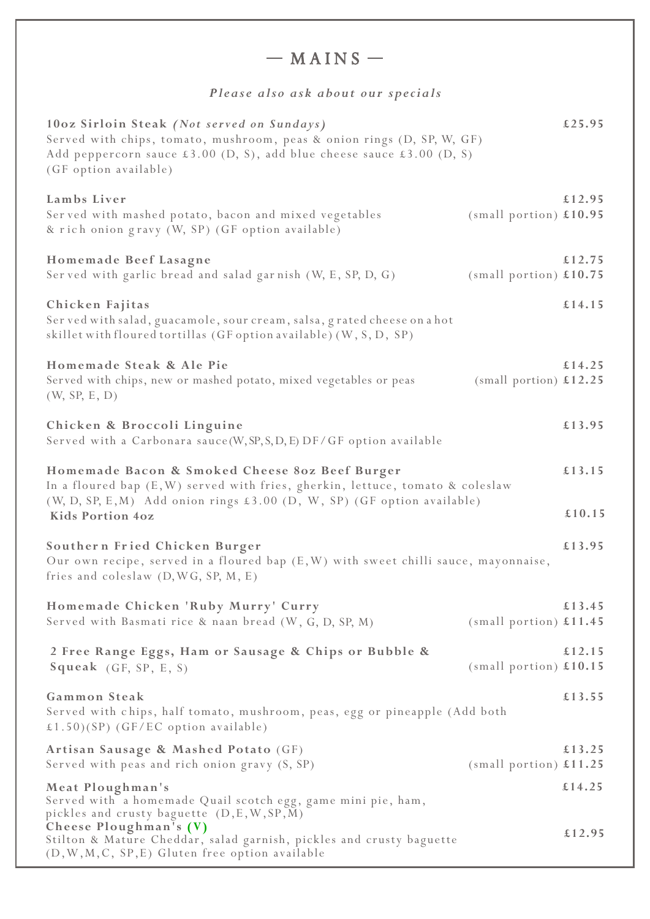# — MAINS —

***Please also ask about our specials***

**10oz Sirloin Steak** ***(Not served on Sundays)*** **£25.95**
Served with chips, tomato, mushroom, peas & onion rings (D, SP, W, GF)
Add peppercorn sauce £3.00 (D, S), add blue cheese sauce £3.00 (D, S)
(GF option available)

**Lambs Liver** **£12.95**
Served with mashed potato, bacon and mixed vegetables (small portion) **£10.95**
& rich onion gravy (W, SP) (GF option available)

**Homemade Beef Lasagne** **£12.75**
Served with garlic bread and salad garnish (W, E, SP, D, G) (small portion) **£10.75**

**Chicken Fajitas** **£14.15**
Served with salad, guacamole, sour cream, salsa, grated cheese on a hot skillet with floured tortillas (GF option available) (W, S, D, SP)

**Homemade Steak & Ale Pie** **£14.25**
Served with chips, new or mashed potato, mixed vegetables or peas (small portion) **£12.25**
(W, SP, E, D)

**Chicken & Broccoli Linguine** **£13.95**
Served with a Carbonara sauce (W, SP, S, D, E) DF/GF option available

**Homemade Bacon & Smoked Cheese 8oz Beef Burger** **£13.15**
In a floured bap (E, W) served with fries, gherkin, lettuce, tomato & coleslaw
(W, D, SP, E, M) Add onion rings £3.00 (D, W, SP) (GF option available)
**Kids Portion 4oz** **£10.15**

**Southern Fried Chicken Burger** **£13.95**
Our own recipe, served in a floured bap (E, W) with sweet chilli sauce, mayonnaise, fries and coleslaw (D, WG, SP, M, E)

**Homemade Chicken 'Ruby Murry' Curry** **£13.45**
Served with Basmati rice & naan bread (W, G, D, SP, M) (small portion) **£11.45**

**2 Free Range Eggs, Ham or Sausage & Chips or Bubble & Squeak** (GF, SP, E, S) **£12.15**
(small portion) **£10.15**

**Gammon Steak** **£13.55**
Served with chips, half tomato, mushroom, peas, egg or pineapple (Add both £1.50)(SP) (GF/EC option available)

**Artisan Sausage & Mashed Potato** (GF) **£13.25**
Served with peas and rich onion gravy (S, SP) (small portion) **£11.25**

**Meat Ploughman's** **£14.25**
Served with a homemade Quail scotch egg, game mini pie, ham, pickles and crusty baguette (D, E, W, SP, M)

**Cheese Ploughman's (V)** **£12.95**
Stilton & Mature Cheddar, salad garnish, pickles and crusty baguette
(D, W, M, C, SP, E) Gluten free option available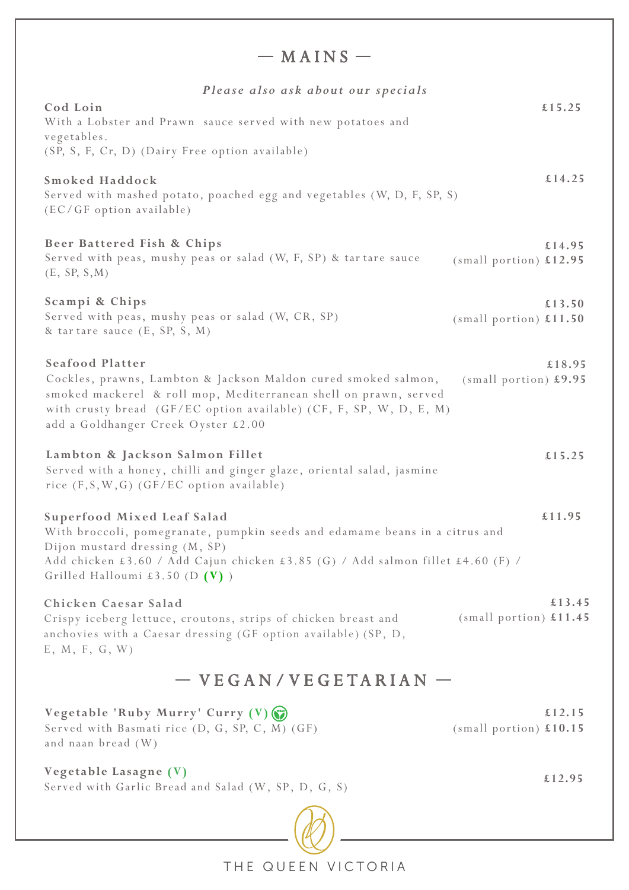# — MAINS —

*Please also ask about our specials*

**Cod Loin** **£15.25**
With a Lobster and Prawn sauce served with new potatoes and vegetables.
(SP, S, F, Cr, D) (Dairy Free option available)

**Smoked Haddock** **£14.25**
Served with mashed potato, poached egg and vegetables (W, D, F, SP, S)
(EC/GF option available)

**Beer Battered Fish & Chips** **£14.95**
(small portion) **£12.95**
Served with peas, mushy peas or salad (W, F, SP) & tartare sauce
(E, SP, S,M)

**Scampi & Chips** **£13.50**
(small portion) **£11.50**
Served with peas, mushy peas or salad (W, CR, SP)
& tartare sauce (E, SP, S, M)

**Seafood Platter** **£18.95**
(small portion) **£9.95**
Cockles, prawns, Lambton & Jackson Maldon cured smoked salmon, smoked mackerel & roll mop, Mediterranean shell on prawn, served with crusty bread (GF/EC option available) (CF, F, SP, W, D, E, M)
add a Goldhanger Creek Oyster £2.00

**Lambton & Jackson Salmon Fillet** **£15.25**
Served with a honey, chilli and ginger glaze, oriental salad, jasmine rice (F,S,W,G) (GF/EC option available)

**Superfood Mixed Leaf Salad** **£11.95**
With broccoli, pomegranate, pumpkin seeds and edamame beans in a citrus and Dijon mustard dressing (M, SP)
Add chicken £3.60 / Add Cajun chicken £3.85 (G) / Add salmon fillet £4.60 (F) / Grilled Halloumi £3.50 (D **(V)** )

**Chicken Caesar Salad** **£13.45**
(small portion) **£11.45**
Crispy iceberg lettuce, croutons, strips of chicken breast and anchovies with a Caesar dressing (GF option available) (SP, D, E, M, F, G, W)

# — VEGAN/VEGETARIAN —

**Vegetable 'Ruby Murry' Curry (V)** **£12.15**
(small portion) **£10.15**
Served with Basmati rice (D, G, SP, C, M) (GF)
and naan bread (W)

**Vegetable Lasagne (V)** **£12.95**
Served with Garlic Bread and Salad (W, SP, D, G, S)

THE QUEEN VICTORIA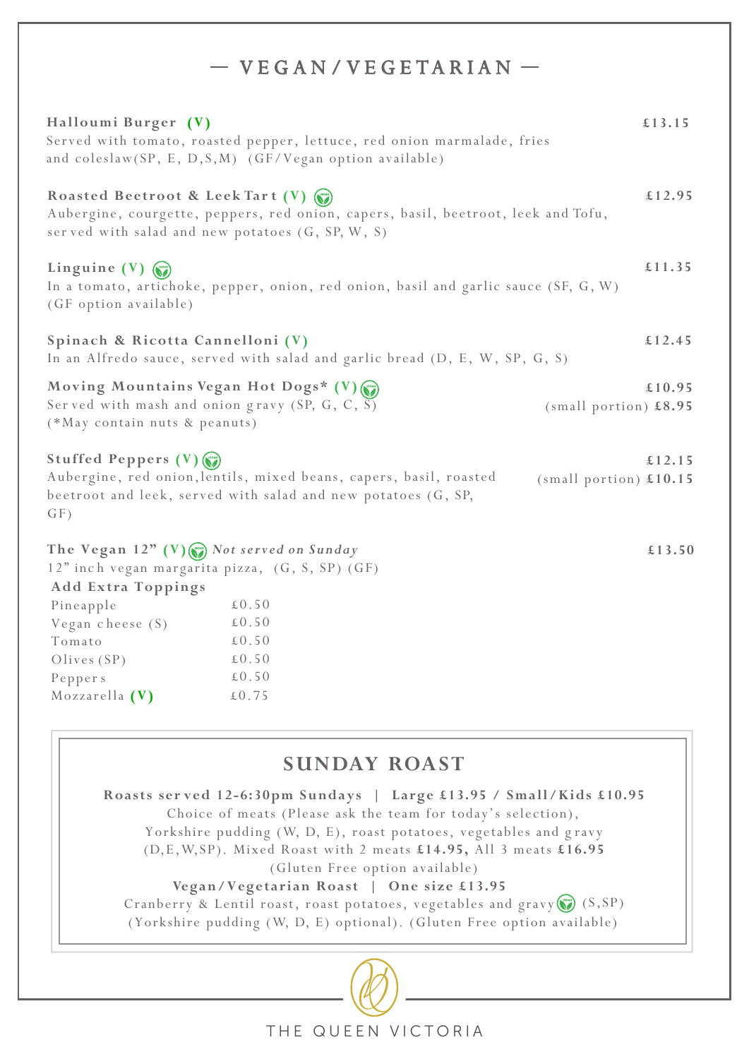# — VEGAN/VEGETARIAN —

**Halloumi Burger (V)** **£13.15**
Served with tomato, roasted pepper, lettuce, red onion marmalade, fries and coleslaw(SP, E, D,S,M) (GF/Vegan option available)

**Roasted Beetroot & Leek Tart (V)** **£12.95**
Aubergine, courgette, peppers, red onion, capers, basil, beetroot, leek and Tofu, served with salad and new potatoes (G, SP, W, S)

**Linguine (V)** **£11.35**
In a tomato, artichoke, pepper, onion, red onion, basil and garlic sauce (SF, G, W) (GF option available)

**Spinach & Ricotta Cannelloni (V)** **£12.45**
In an Alfredo sauce, served with salad and garlic bread (D, E, W, SP, G, S)

**Moving Mountains Vegan Hot Dogs* (V)** **£10.95**
Served with mash and onion gravy (SP, G, C, S) (small portion) **£8.95**
(*May contain nuts & peanuts)

**Stuffed Peppers (V)** **£12.15**
Aubergine, red onion,lentils, mixed beans, capers, basil, roasted beetroot and leek, served with salad and new potatoes (G, SP, GF) (small portion) **£10.15**

**The Vegan 12" (V)** ***Not served on Sunday*** **£13.50**
12" inch vegan margarita pizza, (G, S, SP) (GF)

**Add Extra Toppings**

| Topping | Price |
|---|---|
| Pineapple | £0.50 |
| Vegan cheese (S) | £0.50 |
| Tomato | £0.50 |
| Olives (SP) | £0.50 |
| Peppers | £0.50 |
| Mozzarella **(V)** | £0.75 |

## SUNDAY ROAST

**Roasts served 12-6:30pm Sundays | Large £13.95 / Small/Kids £10.95**
Choice of meats (Please ask the team for today's selection), Yorkshire pudding (W, D, E), roast potatoes, vegetables and gravy (D,E,W,SP). Mixed Roast with 2 meats **£14.95,** All 3 meats **£16.95**
(Gluten Free option available)

**Vegan/Vegetarian Roast | One size £13.95**
Cranberry & Lentil roast, roast potatoes, vegetables and gravy (S,SP)
(Yorkshire pudding (W, D, E) optional). (Gluten Free option available)

THE QUEEN VICTORIA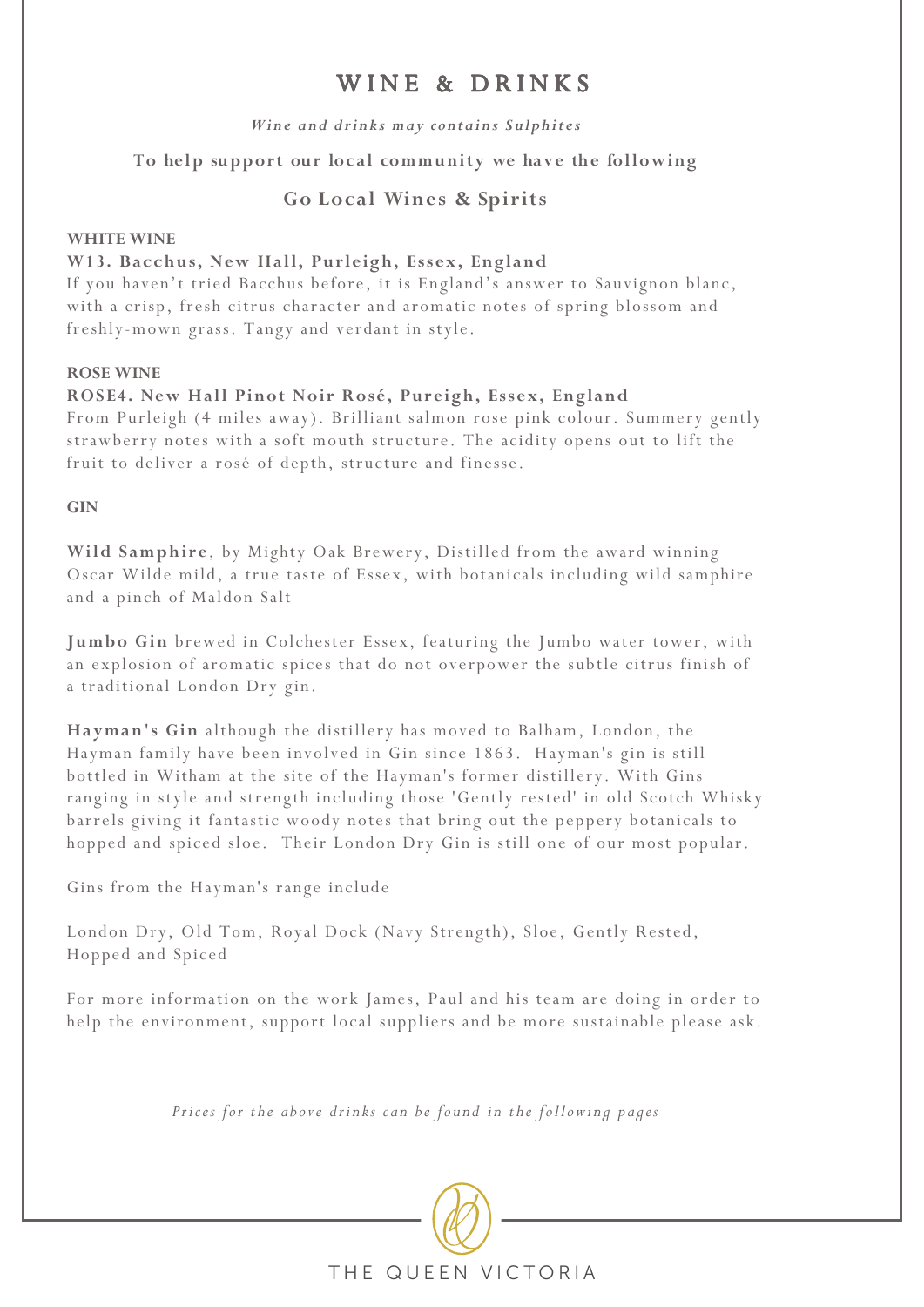# WINE & DRINKS

*Wine and drinks may contains Sulphites*

**To help support our local community we have the following**

## Go Local Wines & Spirits

**WHITE WINE**

**W13. Bacchus, New Hall, Purleigh, Essex, England**

If you haven't tried Bacchus before, it is England's answer to Sauvignon blanc, with a crisp, fresh citrus character and aromatic notes of spring blossom and freshly-mown grass. Tangy and verdant in style.

**ROSE WINE**

**ROSE4. New Hall Pinot Noir Rosé, Pureigh, Essex, England**

From Purleigh (4 miles away). Brilliant salmon rose pink colour. Summery gently strawberry notes with a soft mouth structure. The acidity opens out to lift the fruit to deliver a rosé of depth, structure and finesse.

**GIN**

**Wild Samphire**, by Mighty Oak Brewery, Distilled from the award winning Oscar Wilde mild, a true taste of Essex, with botanicals including wild samphire and a pinch of Maldon Salt

**Jumbo Gin** brewed in Colchester Essex, featuring the Jumbo water tower, with an explosion of aromatic spices that do not overpower the subtle citrus finish of a traditional London Dry gin.

**Hayman's Gin** although the distillery has moved to Balham, London, the Hayman family have been involved in Gin since 1863. Hayman's gin is still bottled in Witham at the site of the Hayman's former distillery. With Gins ranging in style and strength including those 'Gently rested' in old Scotch Whisky barrels giving it fantastic woody notes that bring out the peppery botanicals to hopped and spiced sloe. Their London Dry Gin is still one of our most popular.

Gins from the Hayman's range include

London Dry, Old Tom, Royal Dock (Navy Strength), Sloe, Gently Rested, Hopped and Spiced

For more information on the work James, Paul and his team are doing in order to help the environment, support local suppliers and be more sustainable please ask.

*Prices for the above drinks can be found in the following pages*

THE QUEEN VICTORIA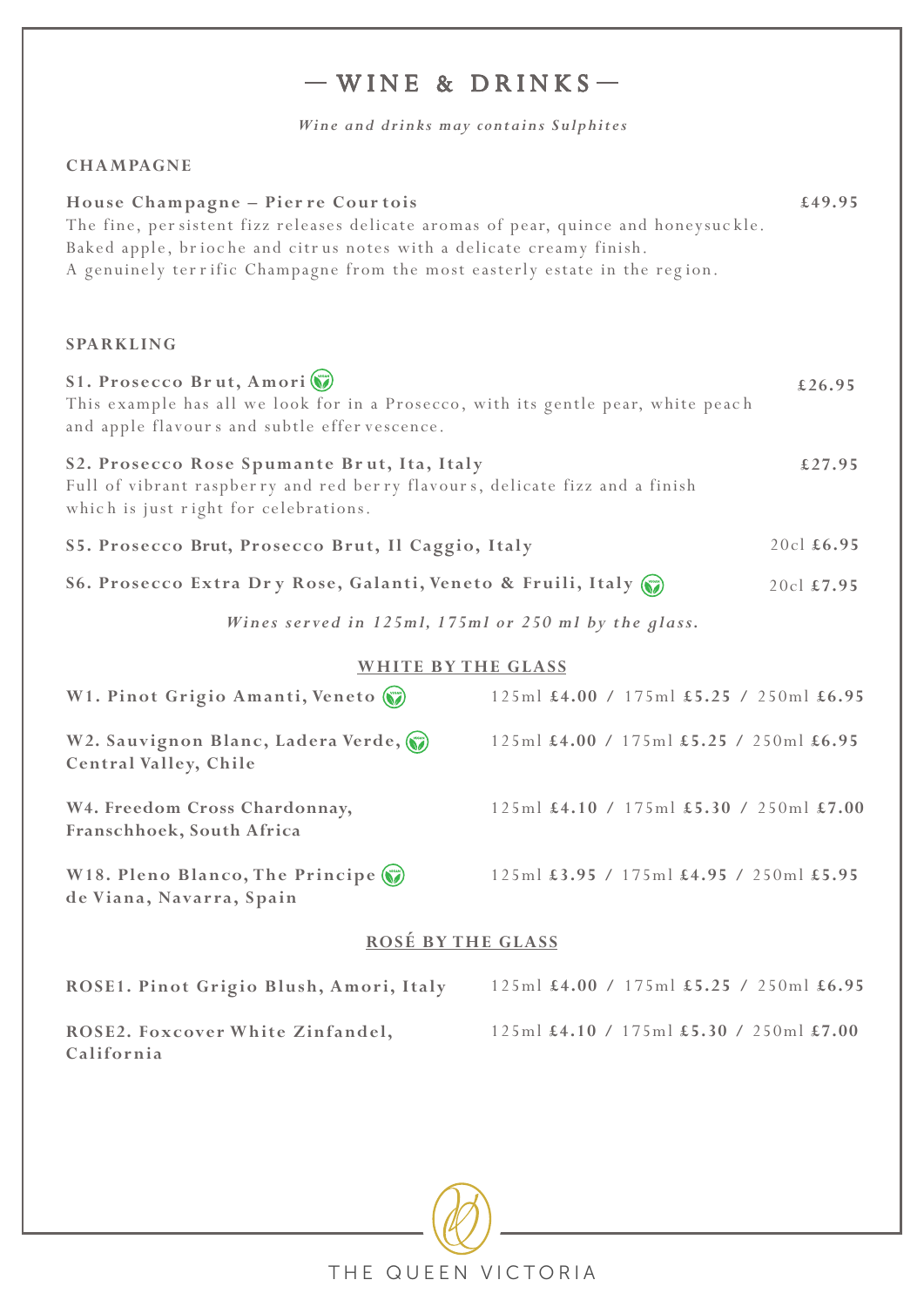# — WINE & DRINKS —

*Wine and drinks may contains Sulphites*

## CHAMPAGNE

**House Champagne – Pierre Courtois** **£49.95**
The fine, persistent fizz releases delicate aromas of pear, quince and honeysuckle. Baked apple, brioche and citrus notes with a delicate creamy finish.
A genuinely terrific Champagne from the most easterly estate in the region.

## SPARKLING

**S1. Prosecco Brut, Amori** (Vegan) **£26.95**
This example has all we look for in a Prosecco, with its gentle pear, white peach and apple flavours and subtle effervescence.

**S2. Prosecco Rose Spumante Brut, Ita, Italy** **£27.95**
Full of vibrant raspberry and red berry flavours, delicate fizz and a finish which is just right for celebrations.

**S5. Prosecco Brut, Prosecco Brut, Il Caggio, Italy** 20cl **£6.95**

**S6. Prosecco Extra Dry Rose, Galanti, Veneto & Fruili, Italy** (Vegan) 20cl **£7.95**

*Wines served in 125ml, 175ml or 250 ml by the glass.*

## WHITE BY THE GLASS

| Wine | 125ml | 175ml | 250ml |
|---|---|---|---|
| **W1. Pinot Grigio Amanti, Veneto** (Vegan) | **£4.00** | **£5.25** | **£6.95** |
| **W2. Sauvignon Blanc, Ladera Verde, Central Valley, Chile** (Vegan) | **£4.00** | **£5.25** | **£6.95** |
| **W4. Freedom Cross Chardonnay, Franschhoek, South Africa** | **£4.10** | **£5.30** | **£7.00** |
| **W18. Pleno Blanco, The Principe de Viana, Navarra, Spain** (Vegan) | **£3.95** | **£4.95** | **£5.95** |

## ROSÉ BY THE GLASS

| Wine | 125ml | 175ml | 250ml |
|---|---|---|---|
| **ROSE1. Pinot Grigio Blush, Amori, Italy** | **£4.00** | **£5.25** | **£6.95** |
| **ROSE2. Foxcover White Zinfandel, California** | **£4.10** | **£5.30** | **£7.00** |

THE QUEEN VICTORIA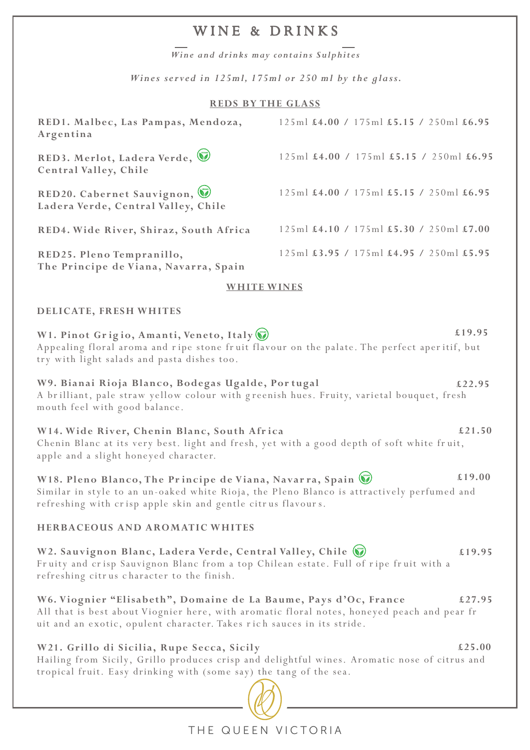# WINE & DRINKS

*Wine and drinks may contains Sulphites*

*Wines served in 125ml, 175ml or 250 ml by the glass.*

## REDS BY THE GLASS

| Wine | Price |
|---|---|
| **RED1. Malbec, Las Pampas, Mendoza, Argentina** | 125ml **£4.00** / 175ml **£5.15** / 250ml **£6.95** |
| **RED3. Merlot, Ladera Verde, Central Valley, Chile** | 125ml **£4.00** / 175ml **£5.15** / 250ml **£6.95** |
| **RED20. Cabernet Sauvignon, Ladera Verde, Central Valley, Chile** | 125ml **£4.00** / 175ml **£5.15** / 250ml **£6.95** |
| **RED4. Wide River, Shiraz, South Africa** | 125ml **£4.10** / 175ml **£5.30** / 250ml **£7.00** |
| **RED25. Pleno Tempranillo, The Principe de Viana, Navarra, Spain** | 125ml **£3.95** / 175ml **£4.95** / 250ml **£5.95** |

## WHITE WINES

### DELICATE, FRESH WHITES

**W1. Pinot Grigio, Amanti, Veneto, Italy** **£19.95**
Appealing floral aroma and ripe stone fruit flavour on the palate. The perfect aperitif, but try with light salads and pasta dishes too.

**W9. Bianai Rioja Blanco, Bodegas Ugalde, Portugal** **£22.95**
A brilliant, pale straw yellow colour with greenish hues. Fruity, varietal bouquet, fresh mouth feel with good balance.

**W14. Wide River, Chenin Blanc, South Africa** **£21.50**
Chenin Blanc at its very best. light and fresh, yet with a good depth of soft white fruit, apple and a slight honeyed character.

**W18. Pleno Blanco, The Principe de Viana, Navarra, Spain** **£19.00**
Similar in style to an un-oaked white Rioja, the Pleno Blanco is attractively perfumed and refreshing with crisp apple skin and gentle citrus flavours.

### HERBACEOUS AND AROMATIC WHITES

**W2. Sauvignon Blanc, Ladera Verde, Central Valley, Chile** **£19.95**
Fruity and crisp Sauvignon Blanc from a top Chilean estate. Full of ripe fruit with a refreshing citrus character to the finish.

**W6. Viognier "Elisabeth", Domaine de La Baume, Pays d'Oc, France** **£27.95**
All that is best about Viognier here, with aromatic floral notes, honeyed peach and pear fruit and an exotic, opulent character. Takes rich sauces in its stride.

**W21. Grillo di Sicilia, Rupe Secca, Sicily** **£25.00**
Hailing from Sicily, Grillo produces crisp and delightful wines. Aromatic nose of citrus and tropical fruit. Easy drinking with (some say) the tang of the sea.

THE QUEEN VICTORIA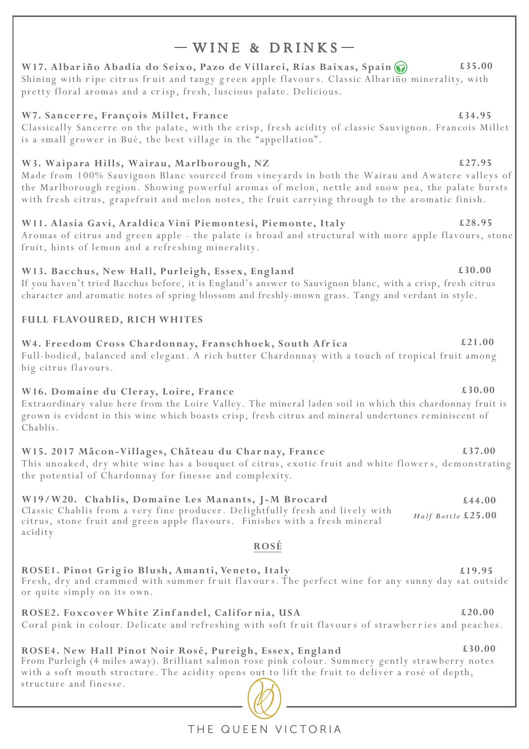## — WINE & DRINKS —

**W17. Albariño Abadia do Seixo, Pazo de Villarei, Rias Baixas, Spain** **£35.00**
Shining with ripe citrus fruit and tangy green apple flavours. Classic Albariño minerality, with pretty floral aromas and a crisp, fresh, luscious palate. Delicious.

**W7. Sancerre, François Millet, France** **£34.95**
Classically Sancerre on the palate, with the crisp, fresh acidity of classic Sauvignon. Francois Millet is a small grower in Bué, the best village in the "appellation".

**W3. Waipara Hills, Wairau, Marlborough, NZ** **£27.95**
Made from 100% Sauvignon Blanc sourced from vineyards in both the Wairau and Awatere valleys of the Marlborough region. Showing powerful aromas of melon, nettle and snow pea, the palate bursts with fresh citrus, grapefruit and melon notes, the fruit carrying through to the aromatic finish.

**W11. Alasia Gavi, Araldica Vini Piemontesi, Piemonte, Italy** **£28.95**
Aromas of citrus and green apple - the palate is broad and structural with more apple flavours, stone fruit, hints of lemon and a refreshing minerality.

**W13. Bacchus, New Hall, Purleigh, Essex, England** **£30.00**
If you haven't tried Bacchus before, it is England's answer to Sauvignon blanc, with a crisp, fresh citrus character and aromatic notes of spring blossom and freshly-mown grass. Tangy and verdant in style.

### FULL FLAVOURED, RICH WHITES

**W4. Freedom Cross Chardonnay, Franschhoek, South Africa** **£21.00**
Full-bodied, balanced and elegant. A rich butter Chardonnay with a touch of tropical fruit among big citrus flavours.

**W16. Domaine du Cleray, Loire, France** **£30.00**
Extraordinary value here from the Loire Valley. The mineral laden soil in which this chardonnay fruit is grown is evident in this wine which boasts crisp, fresh citrus and mineral undertones reminiscent of Chablis.

**W15. 2017 Mâcon-Villages, Château du Charnay, France** **£37.00**
This unoaked, dry white wine has a bouquet of citrus, exotic fruit and white flowers, demonstrating the potential of Chardonnay for finesse and complexity.

**W19/W20. Chablis, Domaine Les Manants, J-M Brocard** **£44.00**
*Half Bottle* **£25.00**
Classic Chablis from a very fine producer. Delightfully fresh and lively with citrus, stone fruit and green apple flavours. Finishes with a fresh mineral acidity

### ROSÉ

**ROSE1. Pinot Grigio Blush, Amanti, Veneto, Italy** **£19.95**
Fresh, dry and crammed with summer fruit flavours. The perfect wine for any sunny day sat outside or quite simply on its own.

**ROSE2. Foxcover White Zinfandel, California, USA** **£20.00**
Coral pink in colour. Delicate and refreshing with soft fruit flavours of strawberries and peaches.

**ROSE4. New Hall Pinot Noir Rosé, Pureigh, Essex, England** **£30.00**
From Purleigh (4 miles away). Brilliant salmon rose pink colour. Summery gently strawberry notes with a soft mouth structure. The acidity opens out to lift the fruit to deliver a rosé of depth, structure and finesse.

THE QUEEN VICTORIA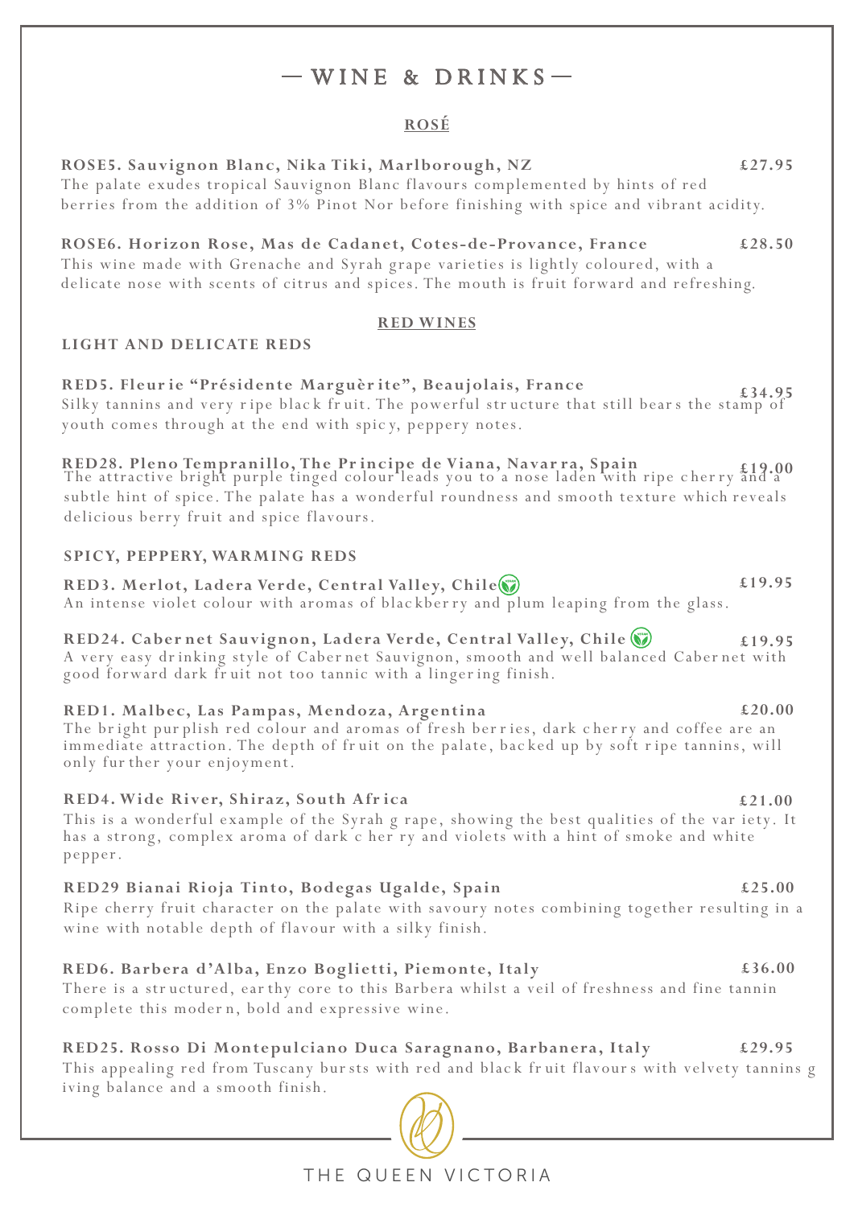# — WINE & DRINKS —

## ROSÉ

**ROSE5. Sauvignon Blanc, Nika Tiki, Marlborough, NZ** **£27.95**
The palate exudes tropical Sauvignon Blanc flavours complemented by hints of red berries from the addition of 3% Pinot Nor before finishing with spice and vibrant acidity.

**ROSE6. Horizon Rose, Mas de Cadanet, Cotes-de-Provance, France** **£28.50**
This wine made with Grenache and Syrah grape varieties is lightly coloured, with a delicate nose with scents of citrus and spices. The mouth is fruit forward and refreshing.

## RED WINES

### LIGHT AND DELICATE REDS

**RED5. Fleurie "Présidente Marguèrite", Beaujolais, France** **£34.95**
Silky tannins and very ripe black fruit. The powerful structure that still bears the stamp of youth comes through at the end with spicy, peppery notes.

**RED28. Pleno Tempranillo, The Principe de Viana, Navarra, Spain** **£19.00**
The attractive bright purple tinged colour leads you to a nose laden with ripe cherry and a subtle hint of spice. The palate has a wonderful roundness and smooth texture which reveals delicious berry fruit and spice flavours.

### SPICY, PEPPERY, WARMING REDS

**RED3. Merlot, Ladera Verde, Central Valley, Chile** **£19.95**
An intense violet colour with aromas of blackberry and plum leaping from the glass.

**RED24. Cabernet Sauvignon, Ladera Verde, Central Valley, Chile** **£19.95**
A very easy drinking style of Cabernet Sauvignon, smooth and well balanced Cabernet with good forward dark fruit not too tannic with a lingering finish.

**RED1. Malbec, Las Pampas, Mendoza, Argentina** **£20.00**
The bright purplish red colour and aromas of fresh berries, dark cherry and coffee are an immediate attraction. The depth of fruit on the palate, backed up by soft ripe tannins, will only further your enjoyment.

**RED4. Wide River, Shiraz, South Africa** **£21.00**
This is a wonderful example of the Syrah grape, showing the best qualities of the variety. It has a strong, complex aroma of dark cherry and violets with a hint of smoke and white pepper.

**RED29 Bianai Rioja Tinto, Bodegas Ugalde, Spain** **£25.00**
Ripe cherry fruit character on the palate with savoury notes combining together resulting in a wine with notable depth of flavour with a silky finish.

**RED6. Barbera d'Alba, Enzo Boglietti, Piemonte, Italy** **£36.00**
There is a structured, earthy core to this Barbera whilst a veil of freshness and fine tannin complete this modern, bold and expressive wine.

**RED25. Rosso Di Montepulciano Duca Saragnano, Barbanera, Italy** **£29.95**
This appealing red from Tuscany bursts with red and black fruit flavours with velvety tannins giving balance and a smooth finish.

THE QUEEN VICTORIA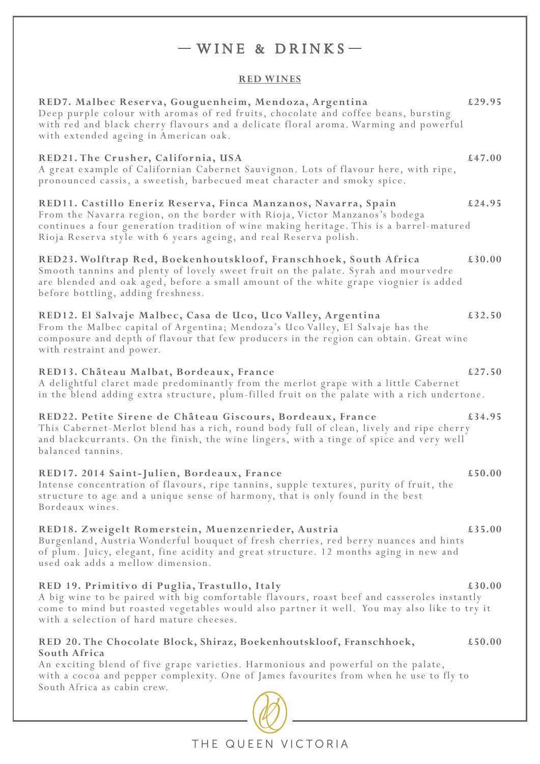# — WINE & DRINKS —

## RED WINES

**RED7. Malbec Reserva, Gouguenheim, Mendoza, Argentina** **£29.95**
Deep purple colour with aromas of red fruits, chocolate and coffee beans, bursting with red and black cherry flavours and a delicate floral aroma. Warming and powerful with extended ageing in American oak.

**RED21. The Crusher, California, USA** **£47.00**
A great example of Californian Cabernet Sauvignon. Lots of flavour here, with ripe, pronounced cassis, a sweetish, barbecued meat character and smoky spice.

**RED11. Castillo Eneriz Reserva, Finca Manzanos, Navarra, Spain** **£24.95**
From the Navarra region, on the border with Rioja, Victor Manzanos's bodega continues a four generation tradition of wine making heritage. This is a barrel-matured Rioja Reserva style with 6 years ageing, and real Reserva polish.

**RED23. Wolftrap Red, Boekenhoutskloof, Franschhoek, South Africa** **£30.00**
Smooth tannins and plenty of lovely sweet fruit on the palate. Syrah and mourvedre are blended and oak aged, before a small amount of the white grape viognier is added before bottling, adding freshness.

**RED12. El Salvaje Malbec, Casa de Uco, Uco Valley, Argentina** **£32.50**
From the Malbec capital of Argentina; Mendoza's Uco Valley, El Salvaje has the composure and depth of flavour that few producers in the region can obtain. Great wine with restraint and power.

**RED13. Château Malbat, Bordeaux, France** **£27.50**
A delightful claret made predominantly from the merlot grape with a little Cabernet in the blend adding extra structure, plum-filled fruit on the palate with a rich undertone.

**RED22. Petite Sirene de Château Giscours, Bordeaux, France** **£34.95**
This Cabernet-Merlot blend has a rich, round body full of clean, lively and ripe cherry and blackcurrants. On the finish, the wine lingers, with a tinge of spice and very well balanced tannins.

**RED17. 2014 Saint-Julien, Bordeaux, France** **£50.00**
Intense concentration of flavours, ripe tannins, supple textures, purity of fruit, the structure to age and a unique sense of harmony, that is only found in the best Bordeaux wines.

**RED18. Zweigelt Romerstein, Muenzenrieder, Austria** **£35.00**
Burgenland, Austria Wonderful bouquet of fresh cherries, red berry nuances and hints of plum. Juicy, elegant, fine acidity and great structure. 12 months aging in new and used oak adds a mellow dimension.

**RED 19. Primitivo di Puglia, Trastullo, Italy** **£30.00**
A big wine to be paired with big comfortable flavours, roast beef and casseroles instantly come to mind but roasted vegetables would also partner it well. You may also like to try it with a selection of hard mature cheeses.

**RED 20. The Chocolate Block, Shiraz, Boekenhoutskloof, Franschhoek, South Africa** **£50.00**
An exciting blend of five grape varieties. Harmonious and powerful on the palate, with a cocoa and pepper complexity. One of James favourites from when he use to fly to South Africa as cabin crew.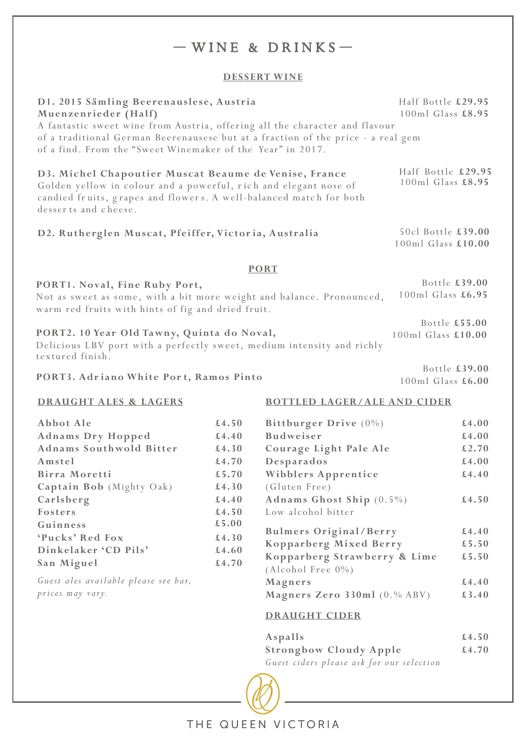# — WINE & DRINKS —

## DESSERT WINE

**D1. 2015 Sämling Beerenauslese, Austria Muenzenrieder (Half)**
Half Bottle **£29.95**
100ml Glass **£8.95**

A fantastic sweet wine from Austria, offering all the character and flavour of a traditional German Beerenausese but at a fraction of the price - a real gem of a find. From the "Sweet Winemaker of the Year" in 2017.

**D3. Michel Chapoutier Muscat Beaume de Venise, France**
Half Bottle **£29.95**
100ml Glass **£8.95**

Golden yellow in colour and a powerful, rich and elegant nose of candied fruits, grapes and flowers. A well-balanced match for both desserts and cheese.

**D2. Rutherglen Muscat, Pfeiffer, Victoria, Australia**
50cl Bottle **£39.00**
100ml Glass **£10.00**

## PORT

**PORT1. Noval, Fine Ruby Port,**
Bottle **£39.00**
100ml Glass **£6.95**

Not as sweet as some, with a bit more weight and balance. Pronounced, warm red fruits with hints of fig and dried fruit.

**PORT2. 10 Year Old Tawny, Quinta do Noval,**
Bottle **£55.00**
100ml Glass **£10.00**

Delicious LBV port with a perfectly sweet, medium intensity and richly textured finish.

**PORT3. Adriano White Port, Ramos Pinto**
Bottle **£39.00**
100ml Glass **£6.00**

## DRAUGHT ALES & LAGERS

| | |
|---|---|
| **Abbot Ale** | **£4.50** |
| **Adnams Dry Hopped** | **£4.40** |
| **Adnams Southwold Bitter** | **£4.30** |
| **Amstel** | **£4.70** |
| **Birra Moretti** | **£5.70** |
| **Captain Bob** (Mighty Oak) | **£4.30** |
| **Carlsberg** | **£4.40** |
| **Fosters** | **£4.50** |
| **Guinness** | **£5.00** |
| **'Pucks' Red Fox** | **£4.30** |
| **Dinkelaker 'CD Pils'** | **£4.60** |
| **San Miguel** | **£4.70** |

*Guest ales available please see bar, prices may vary.*

## BOTTLED LAGER/ALE AND CIDER

| | |
|---|---|
| **Bittburger Drive** (0%) | **£4.00** |
| **Budweiser** | **£4.00** |
| **Courage Light Pale Ale** | **£2.70** |
| **Desparados** | **£4.00** |
| **Wibblers Apprentice** (Gluten Free) | **£4.40** |
| **Adnams Ghost Ship** (0.5%) Low alcohol bitter | **£4.50** |
| **Bulmers Original/Berry** | **£4.40** |
| **Kopparberg Mixed Berry** | **£5.50** |
| **Kopparberg Strawberry & Lime** (Alcohol Free 0%) | **£5.50** |
| **Magners** | **£4.40** |
| **Magners Zero 330ml** (0.% ABV) | **£3.40** |

## DRAUGHT CIDER

| | |
|---|---|
| **Aspalls** | **£4.50** |
| **Strongbow Cloudy Apple** | **£4.70** |

*Guest ciders please ask for our selection*

THE QUEEN VICTORIA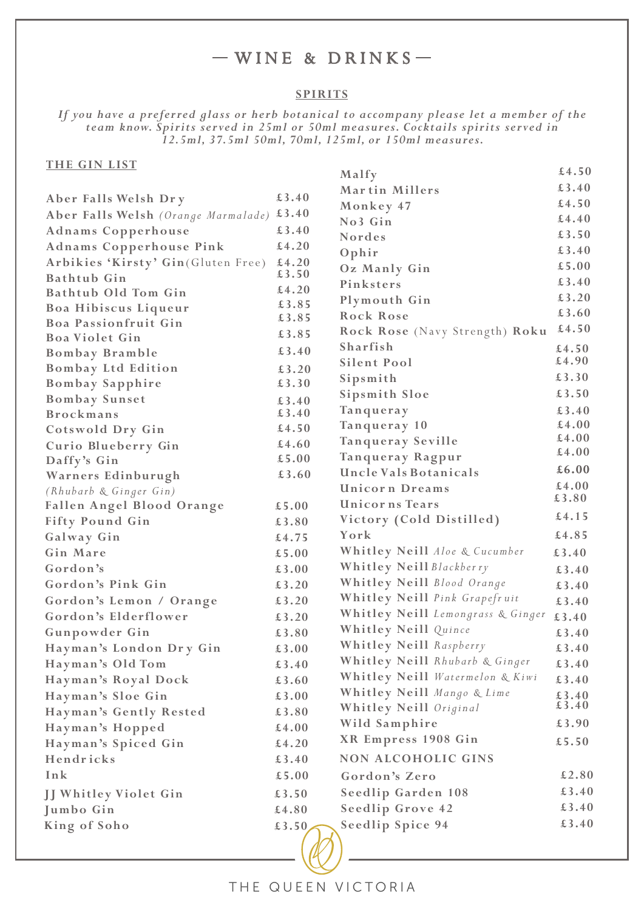# — WINE & DRINKS —

## SPIRITS

*If you have a preferred glass or herb botanical to accompany please let a member of the team know. Spirits served in 25ml or 50ml measures. Cocktails spirits served in 12.5ml, 37.5ml 50ml, 70ml, 125ml, or 150ml measures.*

### THE GIN LIST

| Gin | Price |
|---|---|
| **Aber Falls Welsh Dry** | £3.40 |
| **Aber Falls Welsh** *(Orange Marmalade)* | £3.40 |
| **Adnams Copperhouse** | £3.40 |
| **Adnams Copperhouse Pink** | £4.20 |
| **Arbikies 'Kirsty' Gin** (Gluten Free) | £4.20 |
| **Bathtub Gin** | £3.50 |
| **Bathtub Old Tom Gin** | £4.20 |
| **Boa Hibiscus Liqueur** | £3.85 |
| **Boa Passionfruit Gin** | £3.85 |
| **Boa Violet Gin** | £3.85 |
| **Bombay Bramble** | £3.40 |
| **Bombay Ltd Edition** | £3.20 |
| **Bombay Sapphire** | £3.30 |
| **Bombay Sunset** | £3.40 |
| **Brockmans** | £3.40 |
| **Cotswold Dry Gin** | £4.50 |
| **Curio Blueberry Gin** | £4.60 |
| **Daffy's Gin** | £5.00 |
| **Warners Edinburugh** *(Rhubarb & Ginger Gin)* | £3.60 |
| **Fallen Angel Blood Orange** | £5.00 |
| **Fifty Pound Gin** | £3.80 |
| **Galway Gin** | £4.75 |
| **Gin Mare** | £5.00 |
| **Gordon's** | £3.00 |
| **Gordon's Pink Gin** | £3.20 |
| **Gordon's Lemon / Orange** | £3.20 |
| **Gordon's Elderflower** | £3.20 |
| **Gunpowder Gin** | £3.80 |
| **Hayman's London Dry Gin** | £3.00 |
| **Hayman's Old Tom** | £3.40 |
| **Hayman's Royal Dock** | £3.60 |
| **Hayman's Sloe Gin** | £3.00 |
| **Hayman's Gently Rested** | £3.80 |
| **Hayman's Hopped** | £4.00 |
| **Hayman's Spiced Gin** | £4.20 |
| **Hendricks** | £3.40 |
| **Ink** | £5.00 |
| **JJ Whitley Violet Gin** | £3.50 |
| **Jumbo Gin** | £4.80 |
| **King of Soho** | £3.50 |
| **Malfy** | £4.50 |
| **Martin Millers** | £3.40 |
| **Monkey 47** | £4.50 |
| **No3 Gin** | £4.40 |
| **Nordes** | £3.50 |
| **Ophir** | £3.40 |
| **Oz Manly Gin** | £5.00 |
| **Pinksters** | £3.40 |
| **Plymouth Gin** | £3.20 |
| **Rock Rose** | £3.60 |
| **Rock Rose** (Navy Strength) **Roku** | £4.50 |
| **Sharfish** | £4.50 |
| **Silent Pool** | £4.90 |
| **Sipsmith** | £3.30 |
| **Sipsmith Sloe** | £3.50 |
| **Tanqueray** | £3.40 |
| **Tanqueray 10** | £4.00 |
| **Tanqueray Seville** | £4.00 |
| **Tanqueray Ragpur** | £4.00 |
| **Uncle Vals Botanicals** | £6.00 |
| **Unicorn Dreams** | £4.00 |
| **Unicorns Tears** | £3.80 |
| **Victory (Cold Distilled)** | £4.15 |
| **York** | £4.85 |
| **Whitley Neill** *Aloe & Cucumber* | £3.40 |
| **Whitley Neill** *Blackberry* | £3.40 |
| **Whitley Neill** *Blood Orange* | £3.40 |
| **Whitley Neill** *Pink Grapefruit* | £3.40 |
| **Whitley Neill** *Lemongrass & Ginger* | £3.40 |
| **Whitley Neill** *Quince* | £3.40 |
| **Whitley Neill** *Raspberry* | £3.40 |
| **Whitley Neill** *Rhubarb & Ginger* | £3.40 |
| **Whitley Neill** *Watermelon & Kiwi* | £3.40 |
| **Whitley Neill** *Mango & Lime* | £3.40 |
| **Whitley Neill** *Original* | £3.40 |
| **Wild Samphire** | £3.90 |
| **XR Empress 1908 Gin** | £5.50 |

### NON ALCOHOLIC GINS

| Gin | Price |
|---|---|
| **Gordon's Zero** | £2.80 |
| **Seedlip Garden 108** | £3.40 |
| **Seedlip Grove 42** | £3.40 |
| **Seedlip Spice 94** | £3.40 |

THE QUEEN VICTORIA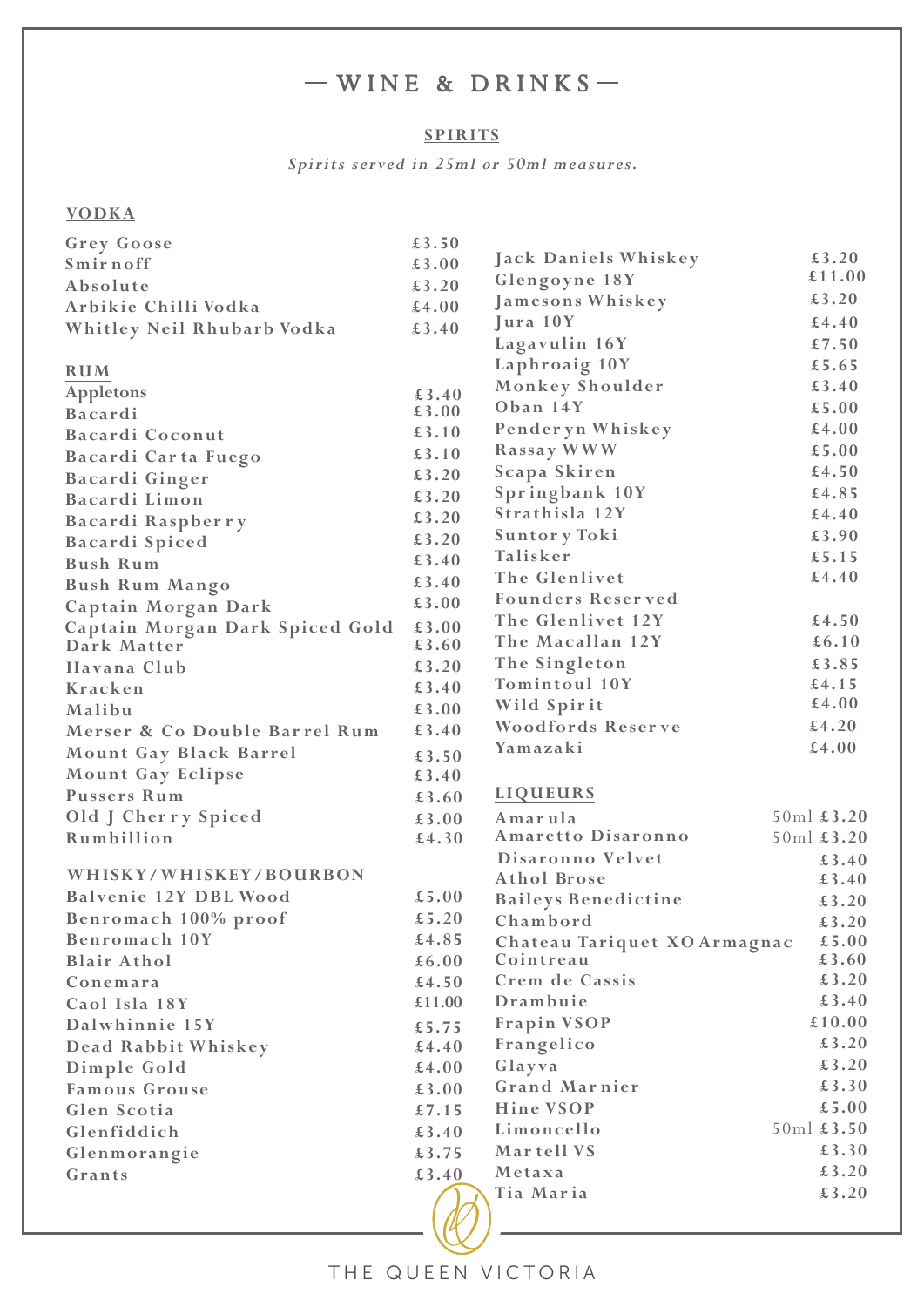# — WINE & DRINKS —

## SPIRITS

*Spirits served in 25ml or 50ml measures.*

### VODKA

| Item | Price |
|---|---|
| Grey Goose | £3.50 |
| Smirnoff | £3.00 |
| Absolute | £3.20 |
| Arbikie Chilli Vodka | £4.00 |
| Whitley Neil Rhubarb Vodka | £3.40 |

### RUM

| Item | Price |
|---|---|
| Appletons | £3.40 |
| Bacardi | £3.00 |
| Bacardi Coconut | £3.10 |
| Bacardi Carta Fuego | £3.10 |
| Bacardi Ginger | £3.20 |
| Bacardi Limon | £3.20 |
| Bacardi Raspberry | £3.20 |
| Bacardi Spiced | £3.20 |
| Bush Rum | £3.40 |
| Bush Rum Mango | £3.40 |
| Captain Morgan Dark | £3.00 |
| Captain Morgan Dark Spiced Gold | £3.00 |
| Dark Matter | £3.60 |
| Havana Club | £3.20 |
| Kracken | £3.40 |
| Malibu | £3.00 |
| Merser & Co Double Barrel Rum | £3.40 |
| Mount Gay Black Barrel | £3.50 |
| Mount Gay Eclipse | £3.40 |
| Pussers Rum | £3.60 |
| Old J Cherry Spiced | £3.00 |
| Rumbillion | £4.30 |

### WHISKY/WHISKEY/BOURBON

| Item | Price |
|---|---|
| Balvenie 12Y DBL Wood | £5.00 |
| Benromach 100% proof | £5.20 |
| Benromach 10Y | £4.85 |
| Blair Athol | £6.00 |
| Conemara | £4.50 |
| Caol Isla 18Y | £11.00 |
| Dalwhinnie 15Y | £5.75 |
| Dead Rabbit Whiskey | £4.40 |
| Dimple Gold | £4.00 |
| Famous Grouse | £3.00 |
| Glen Scotia | £7.15 |
| Glenfiddich | £3.40 |
| Glenmorangie | £3.75 |
| Grants | £3.40 |
| Jack Daniels Whiskey | £3.20 |
| Glengoyne 18Y | £11.00 |
| Jamesons Whiskey | £3.20 |
| Jura 10Y | £4.40 |
| Lagavulin 16Y | £7.50 |
| Laphroaig 10Y | £5.65 |
| Monkey Shoulder | £3.40 |
| Oban 14Y | £5.00 |
| Penderyn Whiskey | £4.00 |
| Rassay WWW | £5.00 |
| Scapa Skiren | £4.50 |
| Springbank 10Y | £4.85 |
| Strathisla 12Y | £4.40 |
| Suntory Toki | £3.90 |
| Talisker | £5.15 |
| The Glenlivet Founders Reserved | £4.40 |
| The Glenlivet 12Y | £4.50 |
| The Macallan 12Y | £6.10 |
| The Singleton | £3.85 |
| Tomintoul 10Y | £4.15 |
| Wild Spirit | £4.00 |
| Woodfords Reserve | £4.20 |
| Yamazaki | £4.00 |

### LIQUEURS

| Item | Price |
|---|---|
| Amarula | 50ml £3.20 |
| Amaretto Disaronno | 50ml £3.20 |
| Disaronno Velvet | £3.40 |
| Athol Brose | £3.40 |
| Baileys Benedictine | £3.20 |
| Chambord | £3.20 |
| Chateau Tariquet XO Armagnac | £5.00 |
| Cointreau | £3.60 |
| Crem de Cassis | £3.20 |
| Drambuie | £3.40 |
| Frapin VSOP | £10.00 |
| Frangelico | £3.20 |
| Glayva | £3.20 |
| Grand Marnier | £3.30 |
| Hine VSOP | £5.00 |
| Limoncello | 50ml £3.50 |
| Martell VS | £3.30 |
| Metaxa | £3.20 |
| Tia Maria | £3.20 |

THE QUEEN VICTORIA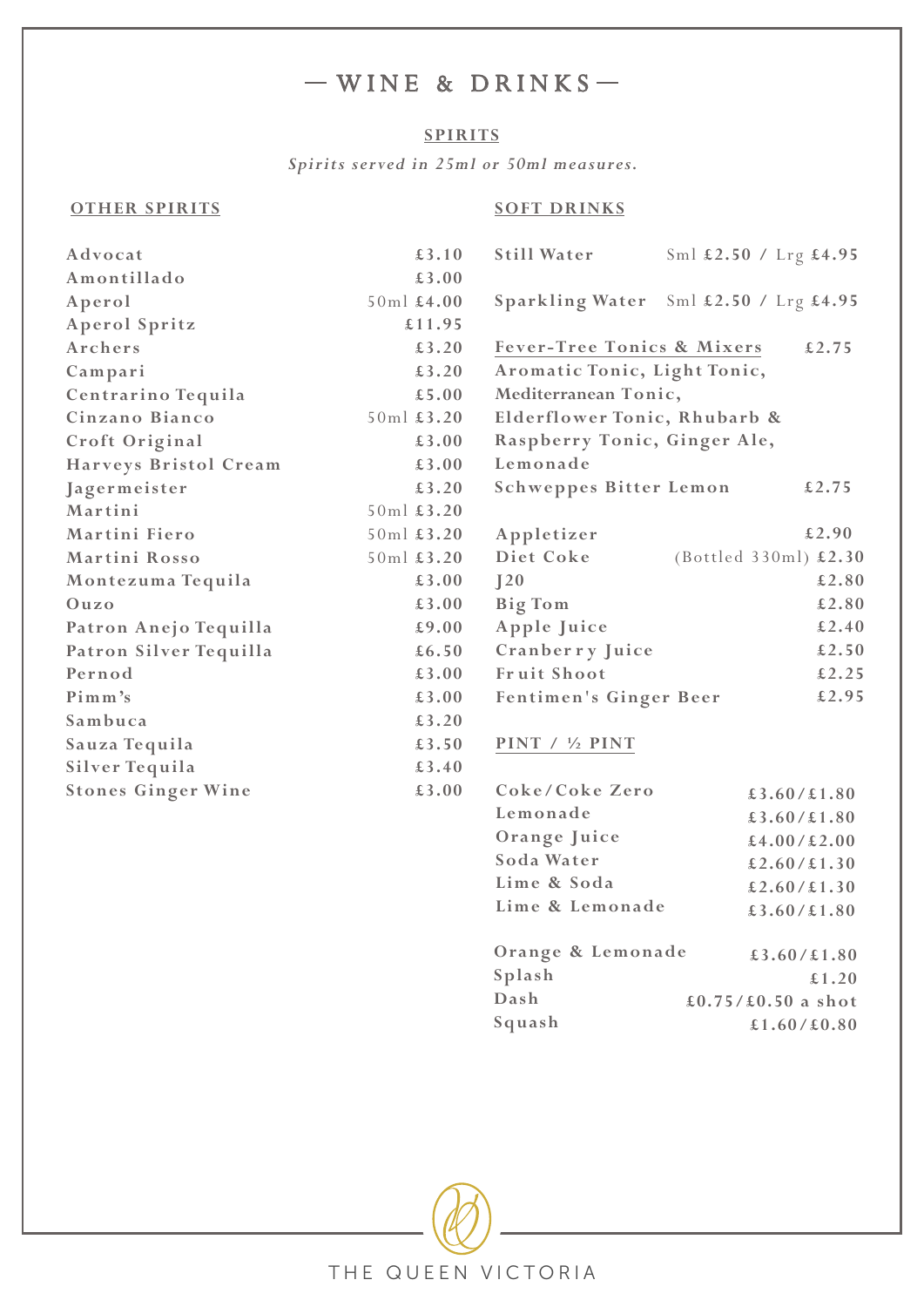# — WINE & DRINKS —

## SPIRITS

*Spirits served in 25ml or 50ml measures.*

### OTHER SPIRITS

| Item | Price |
|---|---|
| Advocat | £3.10 |
| Amontillado | £3.00 |
| Aperol | 50ml £4.00 |
| Aperol Spritz | £11.95 |
| Archers | £3.20 |
| Campari | £3.20 |
| Centrarino Tequila | £5.00 |
| Cinzano Bianco | 50ml £3.20 |
| Croft Original | £3.00 |
| Harveys Bristol Cream | £3.00 |
| Jagermeister | £3.20 |
| Martini | 50ml £3.20 |
| Martini Fiero | 50ml £3.20 |
| Martini Rosso | 50ml £3.20 |
| Montezuma Tequila | £3.00 |
| Ouzo | £3.00 |
| Patron Anejo Tequilla | £9.00 |
| Patron Silver Tequilla | £6.50 |
| Pernod | £3.00 |
| Pimm's | £3.00 |
| Sambuca | £3.20 |
| Sauza Tequila | £3.50 |
| Silver Tequila | £3.40 |
| Stones Ginger Wine | £3.00 |

### SOFT DRINKS

| Item | Price |
|---|---|
| Still Water | Sml **£2.50** / Lrg **£4.95** |
| Sparkling Water | Sml **£2.50** / Lrg **£4.95** |
| Fever-Tree Tonics & Mixers | £2.75 |

Aromatic Tonic, Light Tonic, Mediterranean Tonic, Elderflower Tonic, Rhubarb & Raspberry Tonic, Ginger Ale, Lemonade

| Item | Price |
|---|---|
| Schweppes Bitter Lemon | £2.75 |
| Appletizer | £2.90 |
| Diet Coke | (Bottled 330ml) £2.30 |
| J20 | £2.80 |
| Big Tom | £2.80 |
| Apple Juice | £2.40 |
| Cranberry Juice | £2.50 |
| Fruit Shoot | £2.25 |
| Fentimen's Ginger Beer | £2.95 |

### PINT / ½ PINT

| Item | Price |
|---|---|
| Coke/Coke Zero | £3.60/£1.80 |
| Lemonade | £3.60/£1.80 |
| Orange Juice | £4.00/£2.00 |
| Soda Water | £2.60/£1.30 |
| Lime & Soda | £2.60/£1.30 |
| Lime & Lemonade | £3.60/£1.80 |
| Orange & Lemonade | £3.60/£1.80 |
| Splash | £1.20 |
| Dash | £0.75/£0.50 a shot |
| Squash | £1.60/£0.80 |

THE QUEEN VICTORIA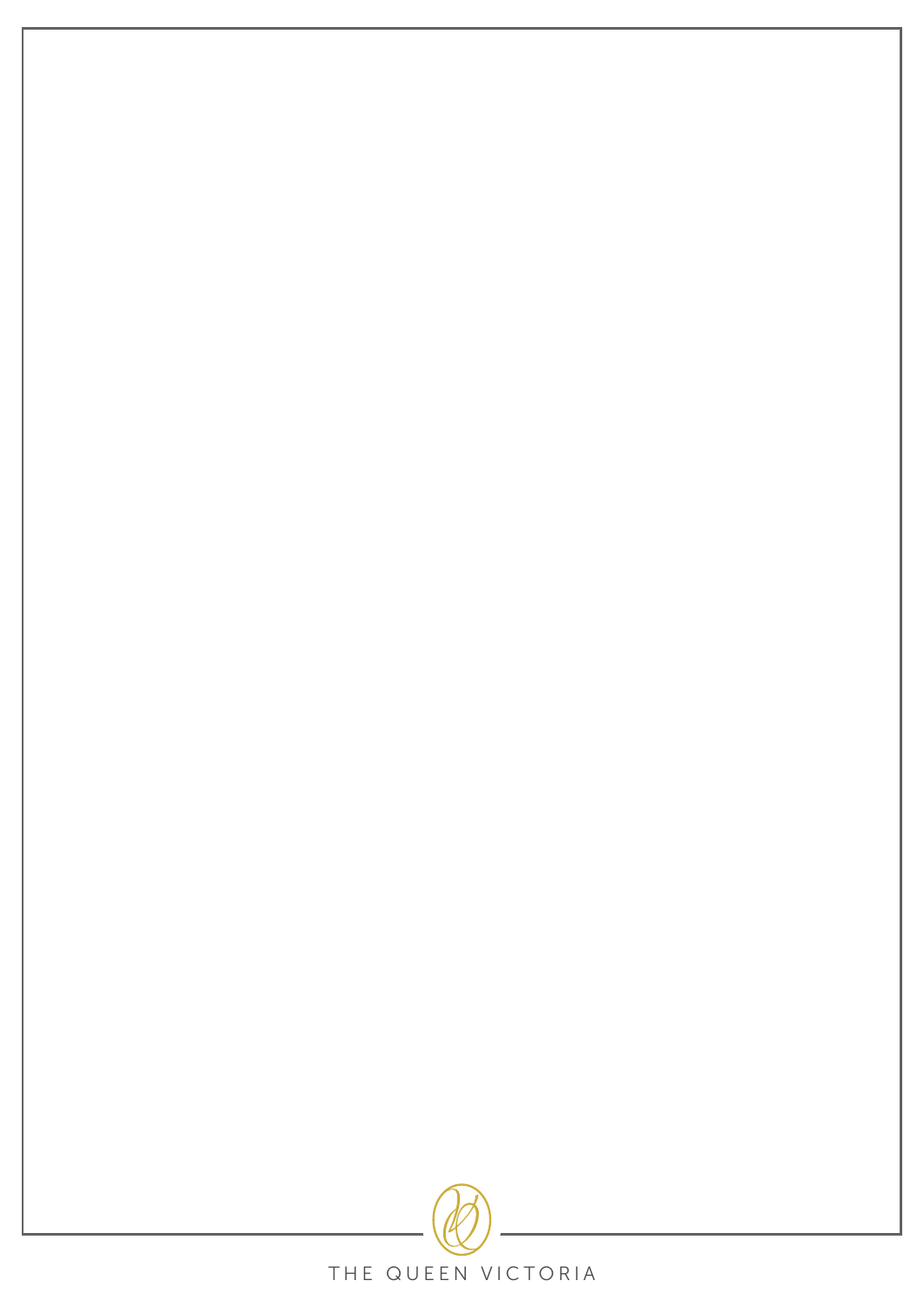THE QUEEN VICTORIA